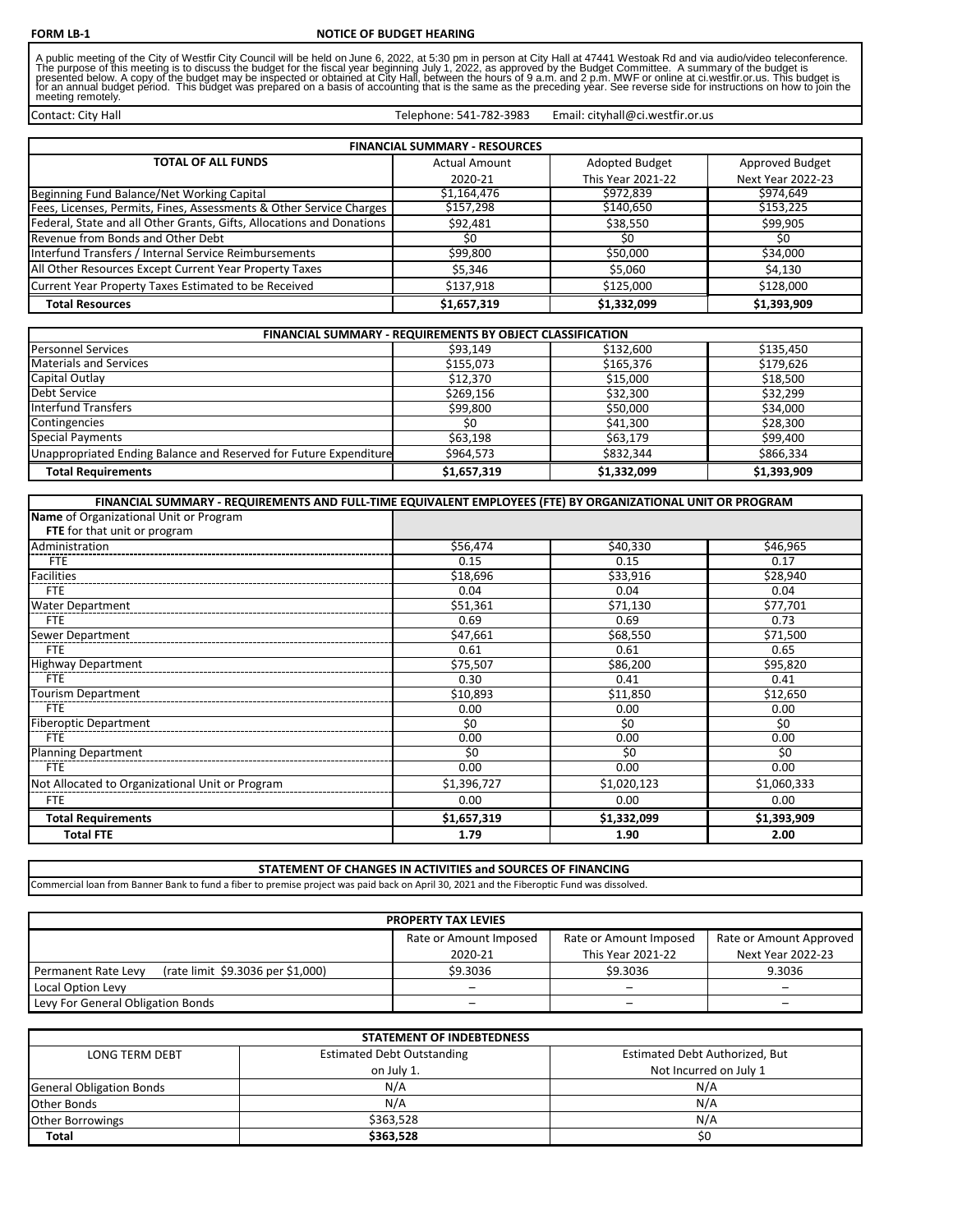**FORM LB-1** **NOTICE OF BUDGET HEARING**

A public meeting of the City of Westfir City Council will be held on June 6, 2022, at 5:30 pm in person at City Hall at 47441 Westoak Rd and via audio/video teleconference. The purpose of this meeting is to discuss the budget for the fiscal year beginning July 1, 2022, as approved by the Budget Committee. A summary of the budget is presented below. A copy of the budget may be inspected or obtained at City Hall, between the hours of 9 a.m. and 2 p.m. MWF or online at ci.westfir.or.us. This budget is for an annual budget period. This budget was prepared on a basis of accounting that is the same as the preceding year. See reverse side for instructions on how to join the meeting remotely.

Contact: City Hall Telephone: 541-782-3983 Email: cityhall@ci.westfir.or.us

| FINANCIAL SUMMARY - RESOURCES | | | |
|---|---|---|---|
| TOTAL OF ALL FUNDS | Actual Amount 2020-21 | Adopted Budget This Year 2021-22 | Approved Budget Next Year 2022-23 |
| Beginning Fund Balance/Net Working Capital | $1,164,476 | $972,839 | $974,649 |
| Fees, Licenses, Permits, Fines, Assessments & Other Service Charges | $157,298 | $140,650 | $153,225 |
| Federal, State and all Other Grants, Gifts, Allocations and Donations | $92,481 | $38,550 | $99,905 |
| Revenue from Bonds and Other Debt | $0 | $0 | $0 |
| Interfund Transfers / Internal Service Reimbursements | $99,800 | $50,000 | $34,000 |
| All Other Resources Except Current Year Property Taxes | $5,346 | $5,060 | $4,130 |
| Current Year Property Taxes Estimated to be Received | $137,918 | $125,000 | $128,000 |
| **Total Resources** | **$1,657,319** | **$1,332,099** | **$1,393,909** |

| FINANCIAL SUMMARY - REQUIREMENTS BY OBJECT CLASSIFICATION | | | |
|---|---|---|---|
| Personnel Services | $93,149 | $132,600 | $135,450 |
| Materials and Services | $155,073 | $165,376 | $179,626 |
| Capital Outlay | $12,370 | $15,000 | $18,500 |
| Debt Service | $269,156 | $32,300 | $32,299 |
| Interfund Transfers | $99,800 | $50,000 | $34,000 |
| Contingencies | $0 | $41,300 | $28,300 |
| Special Payments | $63,198 | $63,179 | $99,400 |
| Unappropriated Ending Balance and Reserved for Future Expenditure | $964,573 | $832,344 | $866,334 |
| **Total Requirements** | **$1,657,319** | **$1,332,099** | **$1,393,909** |

| FINANCIAL SUMMARY - REQUIREMENTS AND FULL-TIME EQUIVALENT EMPLOYEES (FTE) BY ORGANIZATIONAL UNIT OR PROGRAM | | | |
|---|---|---|---|
| **Name** of Organizational Unit or Program / **FTE** for that unit or program | | | |
| Administration | $56,474 | $40,330 | $46,965 |
| FTE | 0.15 | 0.15 | 0.17 |
| Facilities | $18,696 | $33,916 | $28,940 |
| FTE | 0.04 | 0.04 | 0.04 |
| Water Department | $51,361 | $71,130 | $77,701 |
| FTE | 0.69 | 0.69 | 0.73 |
| Sewer Department | $47,661 | $68,550 | $71,500 |
| FTE | 0.61 | 0.61 | 0.65 |
| Highway Department | $75,507 | $86,200 | $95,820 |
| FTE | 0.30 | 0.41 | 0.41 |
| Tourism Department | $10,893 | $11,850 | $12,650 |
| FTE | 0.00 | 0.00 | 0.00 |
| Fiberoptic Department | $0 | $0 | $0 |
| FTE | 0.00 | 0.00 | 0.00 |
| Planning Department | $0 | $0 | $0 |
| FTE | 0.00 | 0.00 | 0.00 |
| Not Allocated to Organizational Unit or Program | $1,396,727 | $1,020,123 | $1,060,333 |
| FTE | 0.00 | 0.00 | 0.00 |
| **Total Requirements** | **$1,657,319** | **$1,332,099** | **$1,393,909** |
| **Total FTE** | **1.79** | **1.90** | **2.00** |

**STATEMENT OF CHANGES IN ACTIVITIES and SOURCES OF FINANCING**

Commercial loan from Banner Bank to fund a fiber to premise project was paid back on April 30, 2021 and the Fiberoptic Fund was dissolved.

| PROPERTY TAX LEVIES | | | |
|---|---|---|---|
| | Rate or Amount Imposed 2020-21 | Rate or Amount Imposed This Year 2021-22 | Rate or Amount Approved Next Year 2022-23 |
| Permanent Rate Levy (rate limit $9.3036 per $1,000) | $9.3036 | $9.3036 | 9.3036 |
| Local Option Levy | – | – | – |
| Levy For General Obligation Bonds | – | – | – |

| STATEMENT OF INDEBTEDNESS | | |
|---|---|---|
| LONG TERM DEBT | Estimated Debt Outstanding on July 1. | Estimated Debt Authorized, But Not Incurred on July 1 |
| General Obligation Bonds | N/A | N/A |
| Other Bonds | N/A | N/A |
| Other Borrowings | $363,528 | N/A |
| **Total** | **$363,528** | $0 |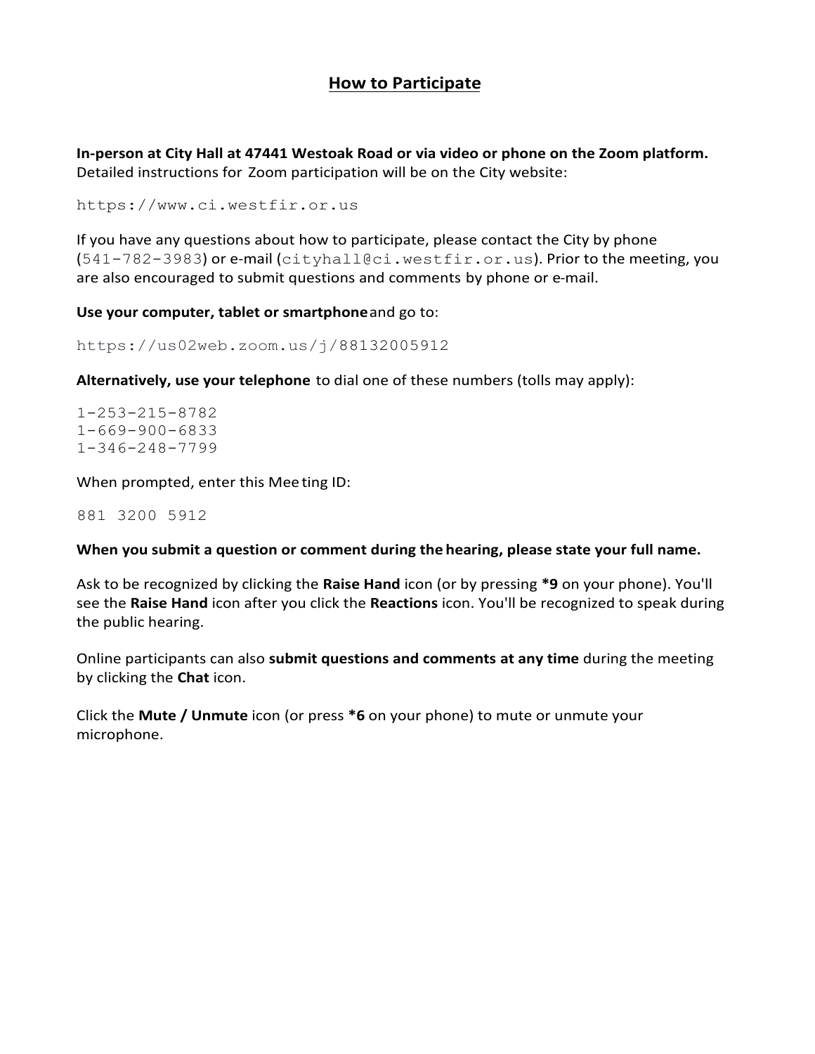## How to Participate

**In-person at City Hall at 47441 Westoak Road or via video or phone on the Zoom platform.** Detailed instructions for Zoom participation will be on the City website:

https://www.ci.westfir.or.us

If you have any questions about how to participate, please contact the City by phone (541-782-3983) or e-mail (cityhall@ci.westfir.or.us). Prior to the meeting, you are also encouraged to submit questions and comments by phone or e-mail.

**Use your computer, tablet or smartphone** and go to:

https://us02web.zoom.us/j/88132005912

**Alternatively, use your telephone** to dial one of these numbers (tolls may apply):

1-253-215-8782
1-669-900-6833
1-346-248-7799

When prompted, enter this Meeting ID:

881 3200 5912

**When you submit a question or comment during the hearing, please state your full name.**

Ask to be recognized by clicking the **Raise Hand** icon (or by pressing **\*9** on your phone). You'll see the **Raise Hand** icon after you click the **Reactions** icon. You'll be recognized to speak during the public hearing.

Online participants can also **submit questions and comments at any time** during the meeting by clicking the **Chat** icon.

Click the **Mute / Unmute** icon (or press **\*6** on your phone) to mute or unmute your microphone.